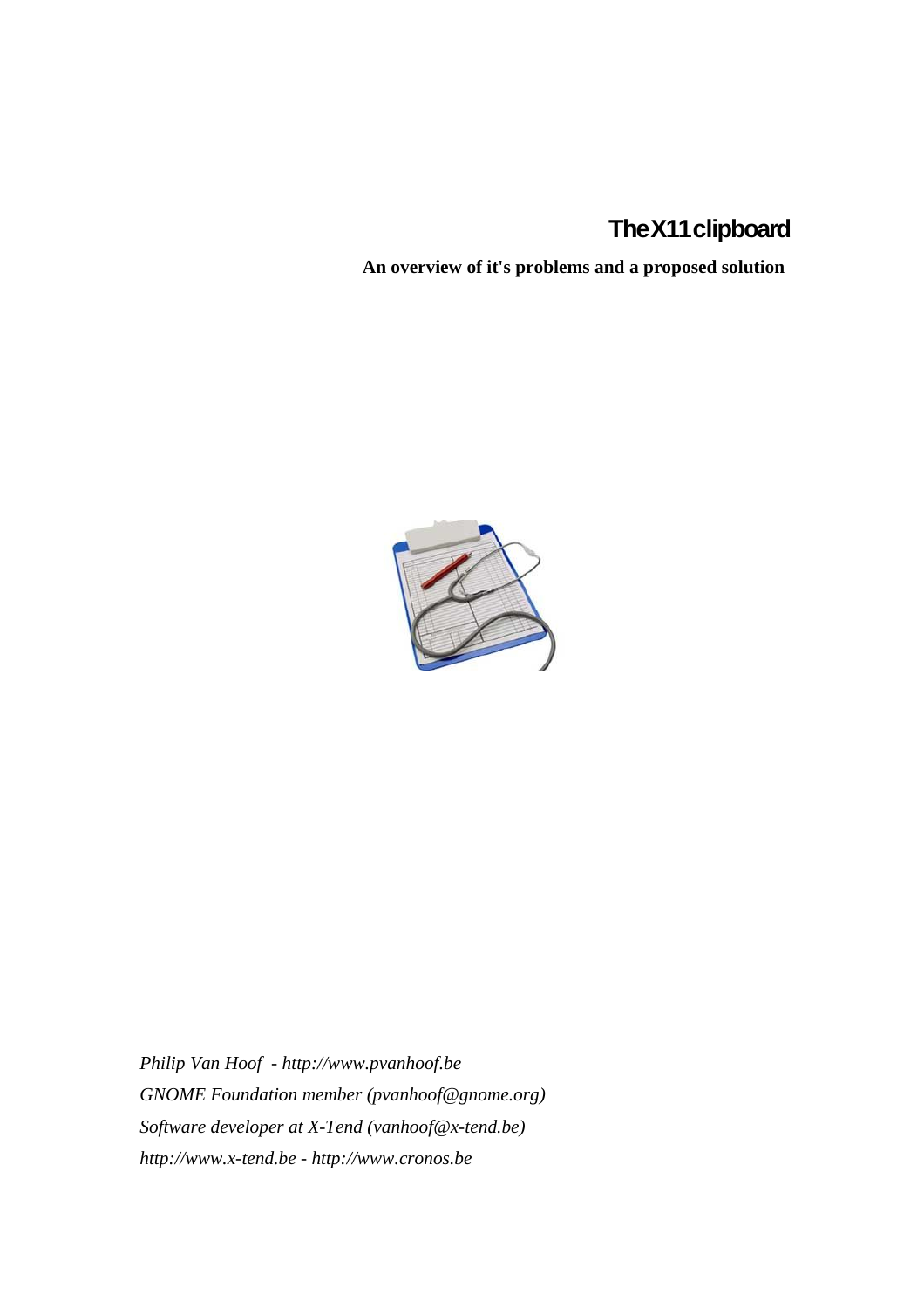# The X11 clipboard

**An overview of it's problems and a proposed solution**

*Philip Van Hoof - http://www.pvanhoof.be*

*GNOME Foundation member (pvanhoof@gnome.org)*

*Software developer at X-Tend (vanhoof@x-tend.be)*

*http://www.x-tend.be - http://www.cronos.be*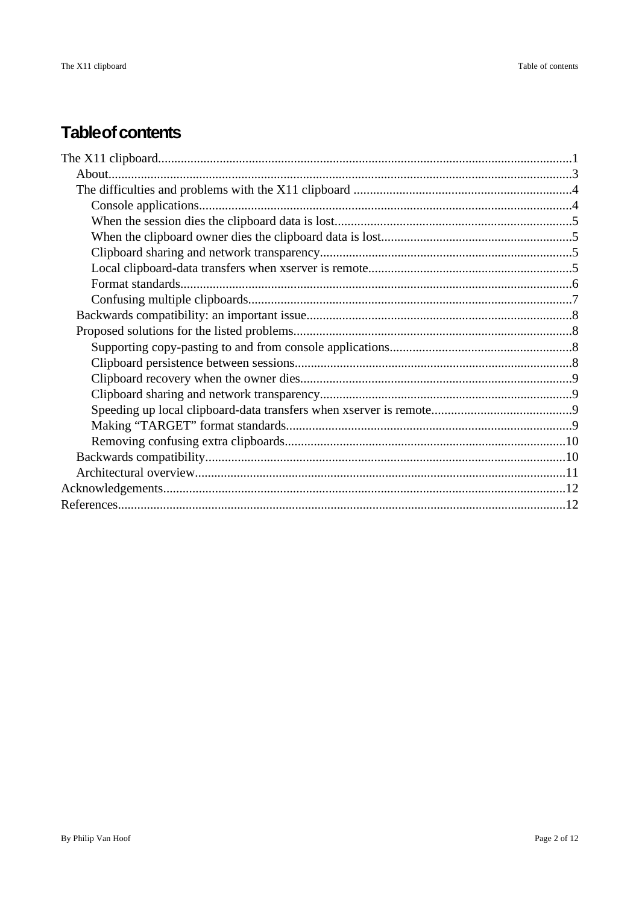# Table of contents

- The X11 clipboard....1
  - About....3
  - The difficulties and problems with the X11 clipboard....4
    - Console applications....4
    - When the session dies the clipboard data is lost....5
    - When the clipboard owner dies the clipboard data is lost....5
    - Clipboard sharing and network transparency....5
    - Local clipboard-data transfers when xserver is remote....5
    - Format standards....6
    - Confusing multiple clipboards....7
  - Backwards compatibility: an important issue....8
  - Proposed solutions for the listed problems....8
    - Supporting copy-pasting to and from console applications....8
    - Clipboard persistence between sessions....8
    - Clipboard recovery when the owner dies....9
    - Clipboard sharing and network transparency....9
    - Speeding up local clipboard-data transfers when xserver is remote....9
    - Making “TARGET” format standards....9
    - Removing confusing extra clipboards....10
  - Backwards compatibility....10
  - Architectural overview....11
- Acknowledgements....12
- References....12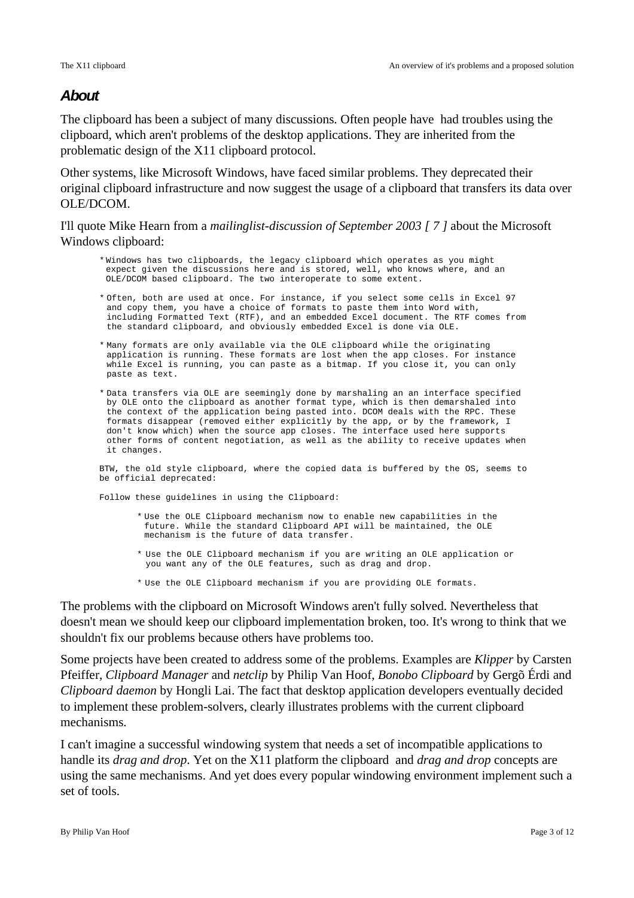## About

The clipboard has been a subject of many discussions. Often people have had troubles using the clipboard, which aren't problems of the desktop applications. They are inherited from the problematic design of the X11 clipboard protocol.

Other systems, like Microsoft Windows, have faced similar problems. They deprecated their original clipboard infrastructure and now suggest the usage of a clipboard that transfers its data over OLE/DCOM.

I'll quote Mike Hearn from a *mailinglist-discussion of September 2003 [ 7 ]* about the Microsoft Windows clipboard:

```
* Windows has two clipboards, the legacy clipboard which operates as you might
  expect given the discussions here and is stored, well, who knows where, and an
  OLE/DCOM based clipboard. The two interoperate to some extent.

* Often, both are used at once. For instance, if you select some cells in Excel 97
  and copy them, you have a choice of formats to paste them into Word with,
  including Formatted Text (RTF), and an embedded Excel document. The RTF comes from
  the standard clipboard, and obviously embedded Excel is done via OLE.

* Many formats are only available via the OLE clipboard while the originating
  application is running. These formats are lost when the app closes. For instance
  while Excel is running, you can paste as a bitmap. If you close it, you can only
  paste as text.

* Data transfers via OLE are seemingly done by marshaling an an interface specified
  by OLE onto the clipboard as another format type, which is then demarshaled into
  the context of the application being pasted into. DCOM deals with the RPC. These
  formats disappear (removed either explicitly by the app, or by the framework, I
  don't know which) when the source app closes. The interface used here supports
  other forms of content negotiation, as well as the ability to receive updates when
  it changes.

BTW, the old style clipboard, where the copied data is buffered by the OS, seems to
be official deprecated:

Follow these guidelines in using the Clipboard:

        * Use the OLE Clipboard mechanism now to enable new capabilities in the
          future. While the standard Clipboard API will be maintained, the OLE
          mechanism is the future of data transfer.

        * Use the OLE Clipboard mechanism if you are writing an OLE application or
          you want any of the OLE features, such as drag and drop.

        * Use the OLE Clipboard mechanism if you are providing OLE formats.
```

The problems with the clipboard on Microsoft Windows aren't fully solved. Nevertheless that doesn't mean we should keep our clipboard implementation broken, too. It's wrong to think that we shouldn't fix our problems because others have problems too.

Some projects have been created to address some of the problems. Examples are *Klipper* by Carsten Pfeiffer, *Clipboard Manager* and *netclip* by Philip Van Hoof, *Bonobo Clipboard* by Gergõ Érdi and *Clipboard daemon* by Hongli Lai. The fact that desktop application developers eventually decided to implement these problem-solvers, clearly illustrates problems with the current clipboard mechanisms.

I can't imagine a successful windowing system that needs a set of incompatible applications to handle its *drag and drop*. Yet on the X11 platform the clipboard and *drag and drop* concepts are using the same mechanisms. And yet does every popular windowing environment implement such a set of tools.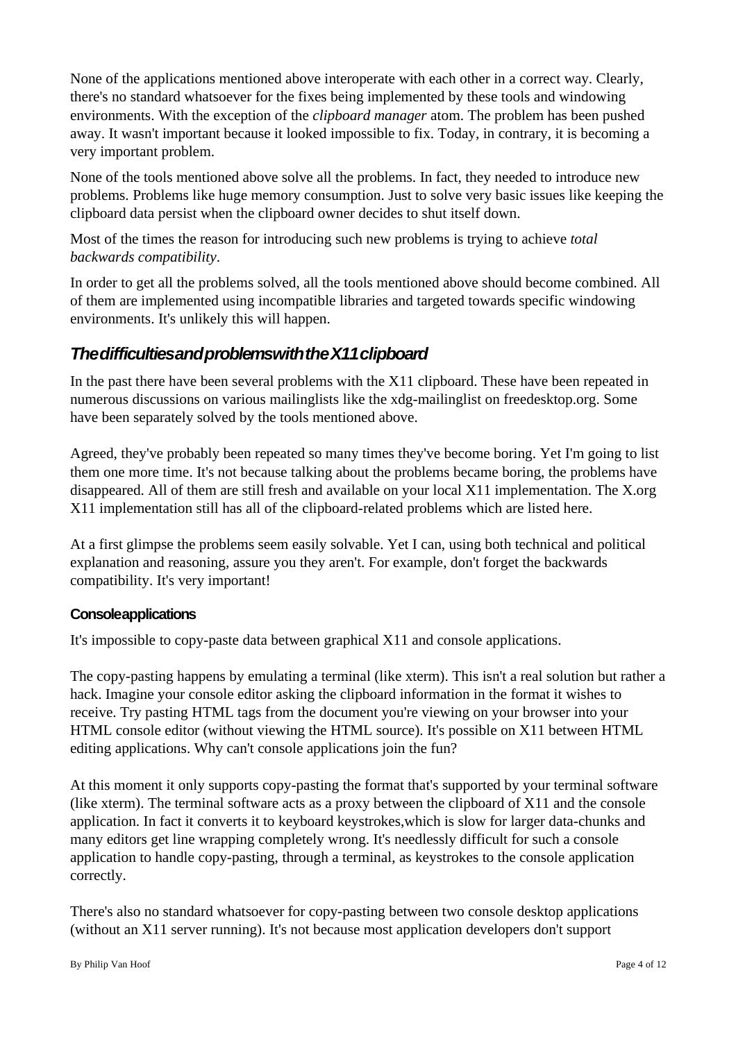None of the applications mentioned above interoperate with each other in a correct way. Clearly, there's no standard whatsoever for the fixes being implemented by these tools and windowing environments. With the exception of the *clipboard manager* atom. The problem has been pushed away. It wasn't important because it looked impossible to fix. Today, in contrary, it is becoming a very important problem.

None of the tools mentioned above solve all the problems. In fact, they needed to introduce new problems. Problems like huge memory consumption. Just to solve very basic issues like keeping the clipboard data persist when the clipboard owner decides to shut itself down.

Most of the times the reason for introducing such new problems is trying to achieve *total backwards compatibility*.

In order to get all the problems solved, all the tools mentioned above should become combined. All of them are implemented using incompatible libraries and targeted towards specific windowing environments. It's unlikely this will happen.

## The difficulties and problems with the X11 clipboard

In the past there have been several problems with the X11 clipboard. These have been repeated in numerous discussions on various mailinglists like the xdg-mailinglist on freedesktop.org. Some have been separately solved by the tools mentioned above.

Agreed, they've probably been repeated so many times they've become boring. Yet I'm going to list them one more time. It's not because talking about the problems became boring, the problems have disappeared. All of them are still fresh and available on your local X11 implementation. The X.org X11 implementation still has all of the clipboard-related problems which are listed here.

At a first glimpse the problems seem easily solvable. Yet I can, using both technical and political explanation and reasoning, assure you they aren't. For example, don't forget the backwards compatibility. It's very important!

### Console applications

It's impossible to copy-paste data between graphical X11 and console applications.

The copy-pasting happens by emulating a terminal (like xterm). This isn't a real solution but rather a hack. Imagine your console editor asking the clipboard information in the format it wishes to receive. Try pasting HTML tags from the document you're viewing on your browser into your HTML console editor (without viewing the HTML source). It's possible on X11 between HTML editing applications. Why can't console applications join the fun?

At this moment it only supports copy-pasting the format that's supported by your terminal software (like xterm). The terminal software acts as a proxy between the clipboard of X11 and the console application. In fact it converts it to keyboard keystrokes,which is slow for larger data-chunks and many editors get line wrapping completely wrong. It's needlessly difficult for such a console application to handle copy-pasting, through a terminal, as keystrokes to the console application correctly.

There's also no standard whatsoever for copy-pasting between two console desktop applications (without an X11 server running). It's not because most application developers don't support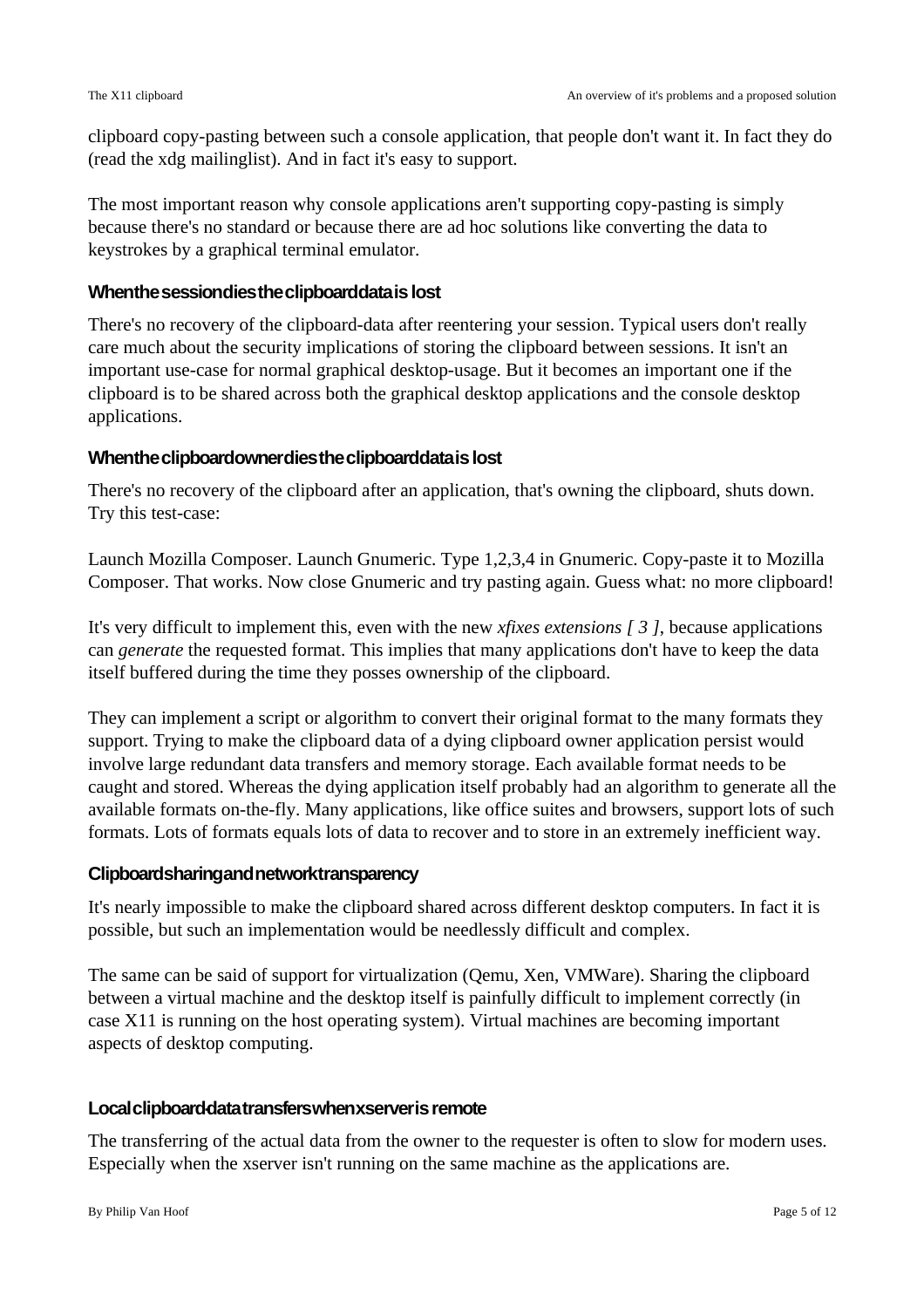clipboard copy-pasting between such a console application, that people don't want it. In fact they do (read the xdg mailinglist). And in fact it's easy to support.

The most important reason why console applications aren't supporting copy-pasting is simply because there's no standard or because there are ad hoc solutions like converting the data to keystrokes by a graphical terminal emulator.

### When the session dies the clipboard data is lost

There's no recovery of the clipboard-data after reentering your session. Typical users don't really care much about the security implications of storing the clipboard between sessions. It isn't an important use-case for normal graphical desktop-usage. But it becomes an important one if the clipboard is to be shared across both the graphical desktop applications and the console desktop applications.

### When the clipboard owner dies the clipboard data is lost

There's no recovery of the clipboard after an application, that's owning the clipboard, shuts down. Try this test-case:

Launch Mozilla Composer. Launch Gnumeric. Type 1,2,3,4 in Gnumeric. Copy-paste it to Mozilla Composer. That works. Now close Gnumeric and try pasting again. Guess what: no more clipboard!

It's very difficult to implement this, even with the new *xfixes extensions [ 3 ]*, because applications can *generate* the requested format. This implies that many applications don't have to keep the data itself buffered during the time they posses ownership of the clipboard.

They can implement a script or algorithm to convert their original format to the many formats they support. Trying to make the clipboard data of a dying clipboard owner application persist would involve large redundant data transfers and memory storage. Each available format needs to be caught and stored. Whereas the dying application itself probably had an algorithm to generate all the available formats on-the-fly. Many applications, like office suites and browsers, support lots of such formats. Lots of formats equals lots of data to recover and to store in an extremely inefficient way.

### Clipboard sharing and network transparency

It's nearly impossible to make the clipboard shared across different desktop computers. In fact it is possible, but such an implementation would be needlessly difficult and complex.

The same can be said of support for virtualization (Qemu, Xen, VMWare). Sharing the clipboard between a virtual machine and the desktop itself is painfully difficult to implement correctly (in case X11 is running on the host operating system). Virtual machines are becoming important aspects of desktop computing.

### Local clipboard data transfers when xserver is remote

The transferring of the actual data from the owner to the requester is often to slow for modern uses. Especially when the xserver isn't running on the same machine as the applications are.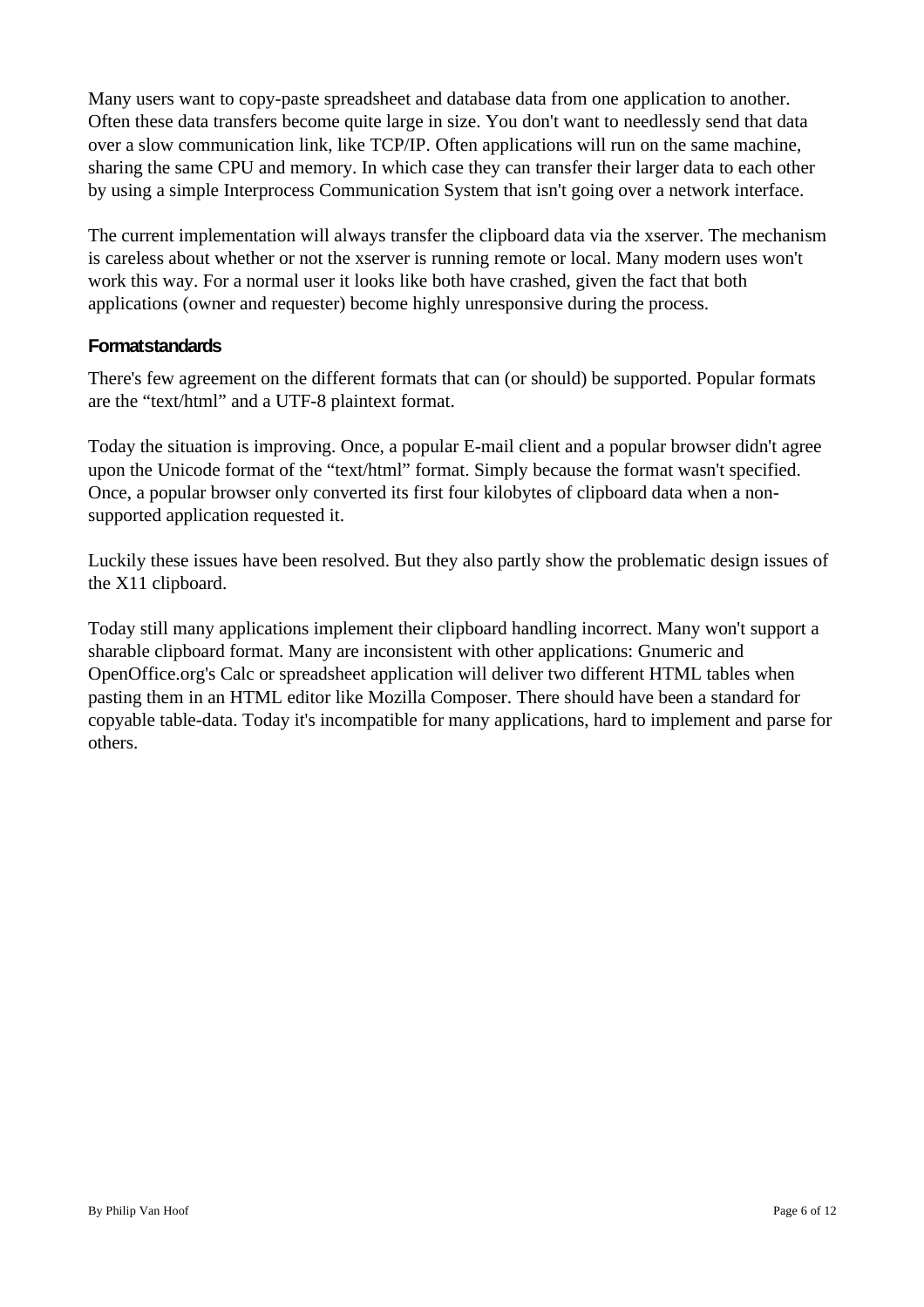Many users want to copy-paste spreadsheet and database data from one application to another. Often these data transfers become quite large in size. You don't want to needlessly send that data over a slow communication link, like TCP/IP. Often applications will run on the same machine, sharing the same CPU and memory. In which case they can transfer their larger data to each other by using a simple Interprocess Communication System that isn't going over a network interface.

The current implementation will always transfer the clipboard data via the xserver. The mechanism is careless about whether or not the xserver is running remote or local. Many modern uses won't work this way. For a normal user it looks like both have crashed, given the fact that both applications (owner and requester) become highly unresponsive during the process.

### Format standards

There's few agreement on the different formats that can (or should) be supported. Popular formats are the "text/html" and a UTF-8 plaintext format.

Today the situation is improving. Once, a popular E-mail client and a popular browser didn't agree upon the Unicode format of the "text/html" format. Simply because the format wasn't specified. Once, a popular browser only converted its first four kilobytes of clipboard data when a non-supported application requested it.

Luckily these issues have been resolved. But they also partly show the problematic design issues of the X11 clipboard.

Today still many applications implement their clipboard handling incorrect. Many won't support a sharable clipboard format. Many are inconsistent with other applications: Gnumeric and OpenOffice.org's Calc or spreadsheet application will deliver two different HTML tables when pasting them in an HTML editor like Mozilla Composer. There should have been a standard for copyable table-data. Today it's incompatible for many applications, hard to implement and parse for others.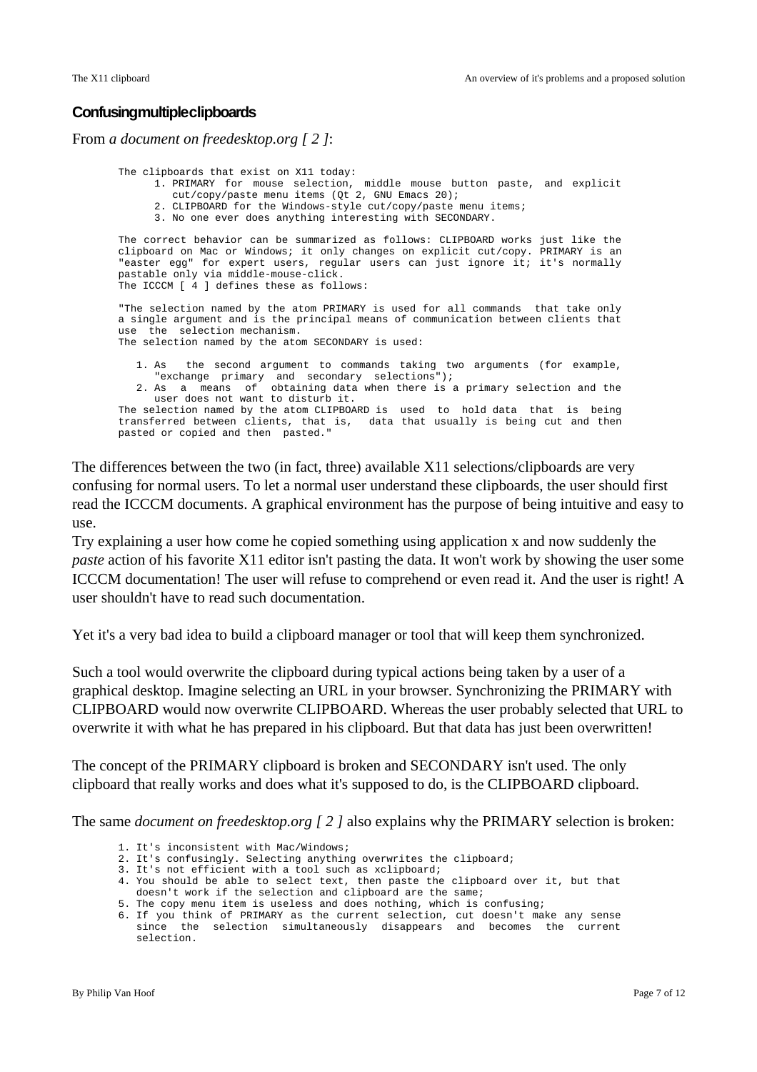### Confusing multiple clipboards

From *a document on freedesktop.org [ 2 ]*:

```
The clipboards that exist on X11 today:
      1. PRIMARY for mouse selection, middle mouse button paste, and explicit
         cut/copy/paste menu items (Qt 2, GNU Emacs 20);
      2. CLIPBOARD for the Windows-style cut/copy/paste menu items;
      3. No one ever does anything interesting with SECONDARY.

The correct behavior can be summarized as follows: CLIPBOARD works just like the
clipboard on Mac or Windows; it only changes on explicit cut/copy. PRIMARY is an
"easter egg" for expert users, regular users can just ignore it; it's normally
pastable only via middle-mouse-click.
The ICCCM [ 4 ] defines these as follows:

"The selection named by the atom PRIMARY is used for all commands  that take only
a single argument and is the principal means of communication between clients that
use  the  selection mechanism.
The selection named by the atom SECONDARY is used:

   1. As   the second argument to commands taking two arguments (for example,
      "exchange  primary  and  secondary  selections");
   2. As  a  means  of  obtaining data when there is a primary selection and the
      user does not want to disturb it.
The selection named by the atom CLIPBOARD is  used  to  hold data  that  is  being
transferred between clients, that is,  data that usually is being cut and then
pasted or copied and then  pasted."
```

The differences between the two (in fact, three) available X11 selections/clipboards are very confusing for normal users. To let a normal user understand these clipboards, the user should first read the ICCCM documents. A graphical environment has the purpose of being intuitive and easy to use.
Try explaining a user how come he copied something using application x and now suddenly the *paste* action of his favorite X11 editor isn't pasting the data. It won't work by showing the user some ICCCM documentation! The user will refuse to comprehend or even read it. And the user is right! A user shouldn't have to read such documentation.

Yet it's a very bad idea to build a clipboard manager or tool that will keep them synchronized.

Such a tool would overwrite the clipboard during typical actions being taken by a user of a graphical desktop. Imagine selecting an URL in your browser. Synchronizing the PRIMARY with CLIPBOARD would now overwrite CLIPBOARD. Whereas the user probably selected that URL to overwrite it with what he has prepared in his clipboard. But that data has just been overwritten!

The concept of the PRIMARY clipboard is broken and SECONDARY isn't used. The only clipboard that really works and does what it's supposed to do, is the CLIPBOARD clipboard.

The same *document on freedesktop.org [ 2 ]* also explains why the PRIMARY selection is broken:

```
1. It's inconsistent with Mac/Windows;
2. It's confusingly. Selecting anything overwrites the clipboard;
3. It's not efficient with a tool such as xclipboard;
4. You should be able to select text, then paste the clipboard over it, but that
   doesn't work if the selection and clipboard are the same;
5. The copy menu item is useless and does nothing, which is confusing;
6. If you think of PRIMARY as the current selection, cut doesn't make any sense
   since  the  selection  simultaneously  disappears  and  becomes  the  current
   selection.
```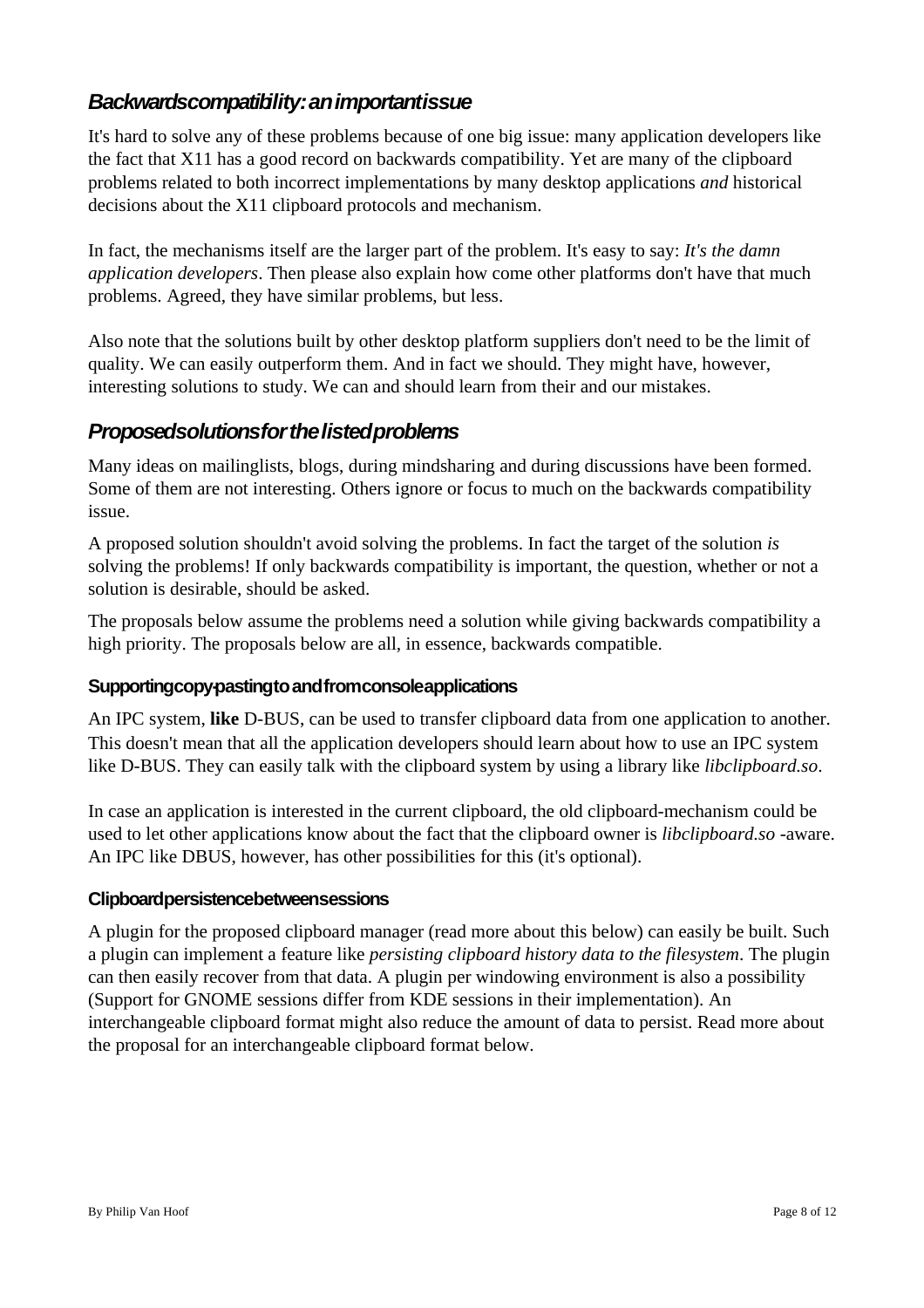## *Backwards compatibility: an important issue*

It's hard to solve any of these problems because of one big issue: many application developers like the fact that X11 has a good record on backwards compatibility. Yet are many of the clipboard problems related to both incorrect implementations by many desktop applications *and* historical decisions about the X11 clipboard protocols and mechanism.

In fact, the mechanisms itself are the larger part of the problem. It's easy to say: *It's the damn application developers*. Then please also explain how come other platforms don't have that much problems. Agreed, they have similar problems, but less.

Also note that the solutions built by other desktop platform suppliers don't need to be the limit of quality. We can easily outperform them. And in fact we should. They might have, however, interesting solutions to study. We can and should learn from their and our mistakes.

## *Proposed solutions for the listed problems*

Many ideas on mailinglists, blogs, during mindsharing and during discussions have been formed. Some of them are not interesting. Others ignore or focus to much on the backwards compatibility issue.

A proposed solution shouldn't avoid solving the problems. In fact the target of the solution *is* solving the problems! If only backwards compatibility is important, the question, whether or not a solution is desirable, should be asked.

The proposals below assume the problems need a solution while giving backwards compatibility a high priority. The proposals below are all, in essence, backwards compatible.

### Supporting copy-pasting to and from console applications

An IPC system, **like** D-BUS, can be used to transfer clipboard data from one application to another. This doesn't mean that all the application developers should learn about how to use an IPC system like D-BUS. They can easily talk with the clipboard system by using a library like *libclipboard.so*.

In case an application is interested in the current clipboard, the old clipboard-mechanism could be used to let other applications know about the fact that the clipboard owner is *libclipboard.so* -aware. An IPC like DBUS, however, has other possibilities for this (it's optional).

### Clipboard persistence between sessions

A plugin for the proposed clipboard manager (read more about this below) can easily be built. Such a plugin can implement a feature like *persisting clipboard history data to the filesystem*. The plugin can then easily recover from that data. A plugin per windowing environment is also a possibility (Support for GNOME sessions differ from KDE sessions in their implementation). An interchangeable clipboard format might also reduce the amount of data to persist. Read more about the proposal for an interchangeable clipboard format below.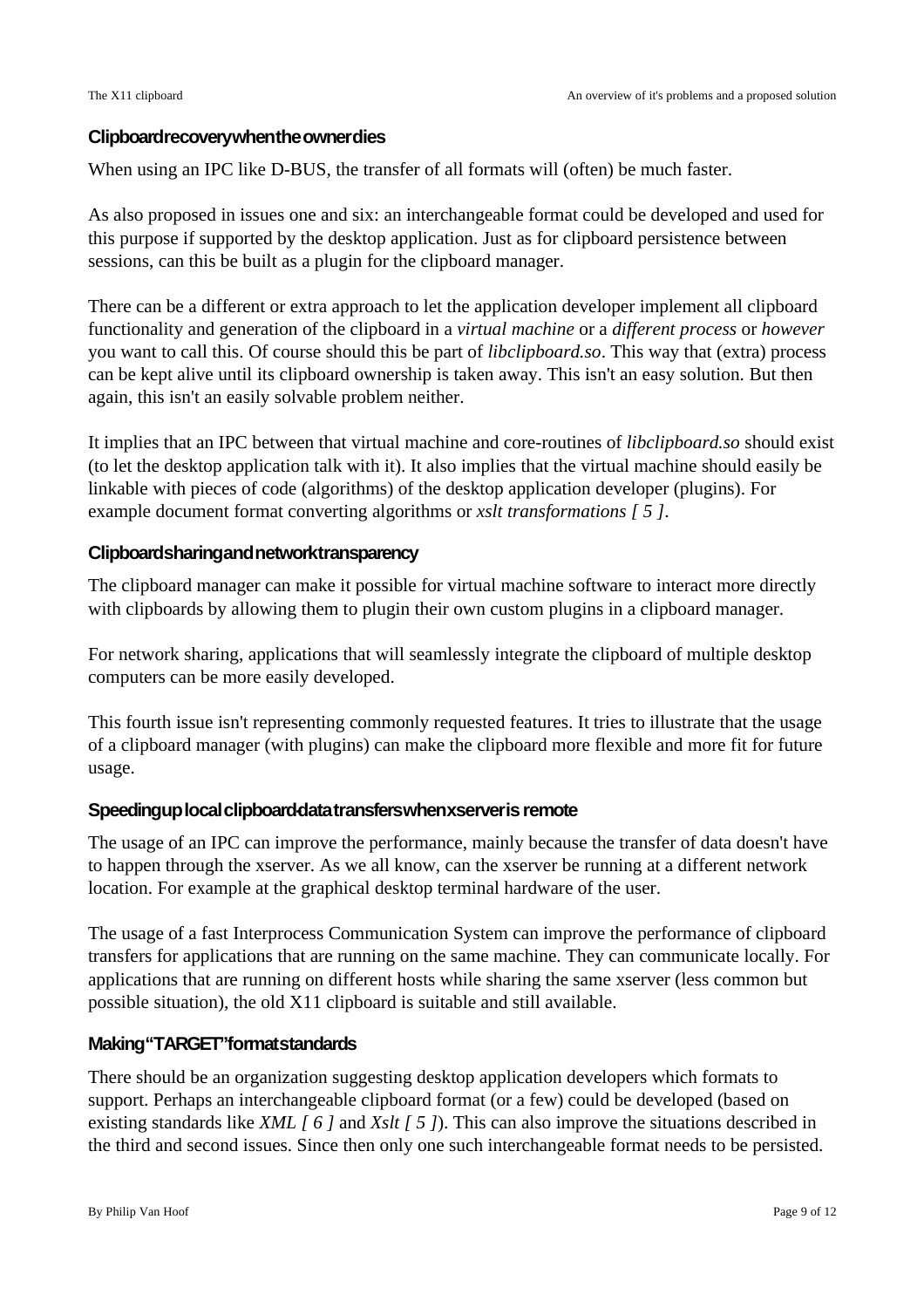### Clipboard recovery when the owner dies

When using an IPC like D-BUS, the transfer of all formats will (often) be much faster.

As also proposed in issues one and six: an interchangeable format could be developed and used for this purpose if supported by the desktop application. Just as for clipboard persistence between sessions, can this be built as a plugin for the clipboard manager.

There can be a different or extra approach to let the application developer implement all clipboard functionality and generation of the clipboard in a *virtual machine* or a *different process* or *however* you want to call this. Of course should this be part of *libclipboard.so*. This way that (extra) process can be kept alive until its clipboard ownership is taken away. This isn't an easy solution. But then again, this isn't an easily solvable problem neither.

It implies that an IPC between that virtual machine and core-routines of *libclipboard.so* should exist (to let the desktop application talk with it). It also implies that the virtual machine should easily be linkable with pieces of code (algorithms) of the desktop application developer (plugins). For example document format converting algorithms or *xslt transformations [ 5 ]*.

### Clipboard sharing and network transparency

The clipboard manager can make it possible for virtual machine software to interact more directly with clipboards by allowing them to plugin their own custom plugins in a clipboard manager.

For network sharing, applications that will seamlessly integrate the clipboard of multiple desktop computers can be more easily developed.

This fourth issue isn't representing commonly requested features. It tries to illustrate that the usage of a clipboard manager (with plugins) can make the clipboard more flexible and more fit for future usage.

### Speeding up local clipboard-data transfers when xserver is remote

The usage of an IPC can improve the performance, mainly because the transfer of data doesn't have to happen through the xserver. As we all know, can the xserver be running at a different network location. For example at the graphical desktop terminal hardware of the user.

The usage of a fast Interprocess Communication System can improve the performance of clipboard transfers for applications that are running on the same machine. They can communicate locally. For applications that are running on different hosts while sharing the same xserver (less common but possible situation), the old X11 clipboard is suitable and still available.

### Making "TARGET" format standards

There should be an organization suggesting desktop application developers which formats to support. Perhaps an interchangeable clipboard format (or a few) could be developed (based on existing standards like *XML [ 6 ]* and *Xslt [ 5 ]*). This can also improve the situations described in the third and second issues. Since then only one such interchangeable format needs to be persisted.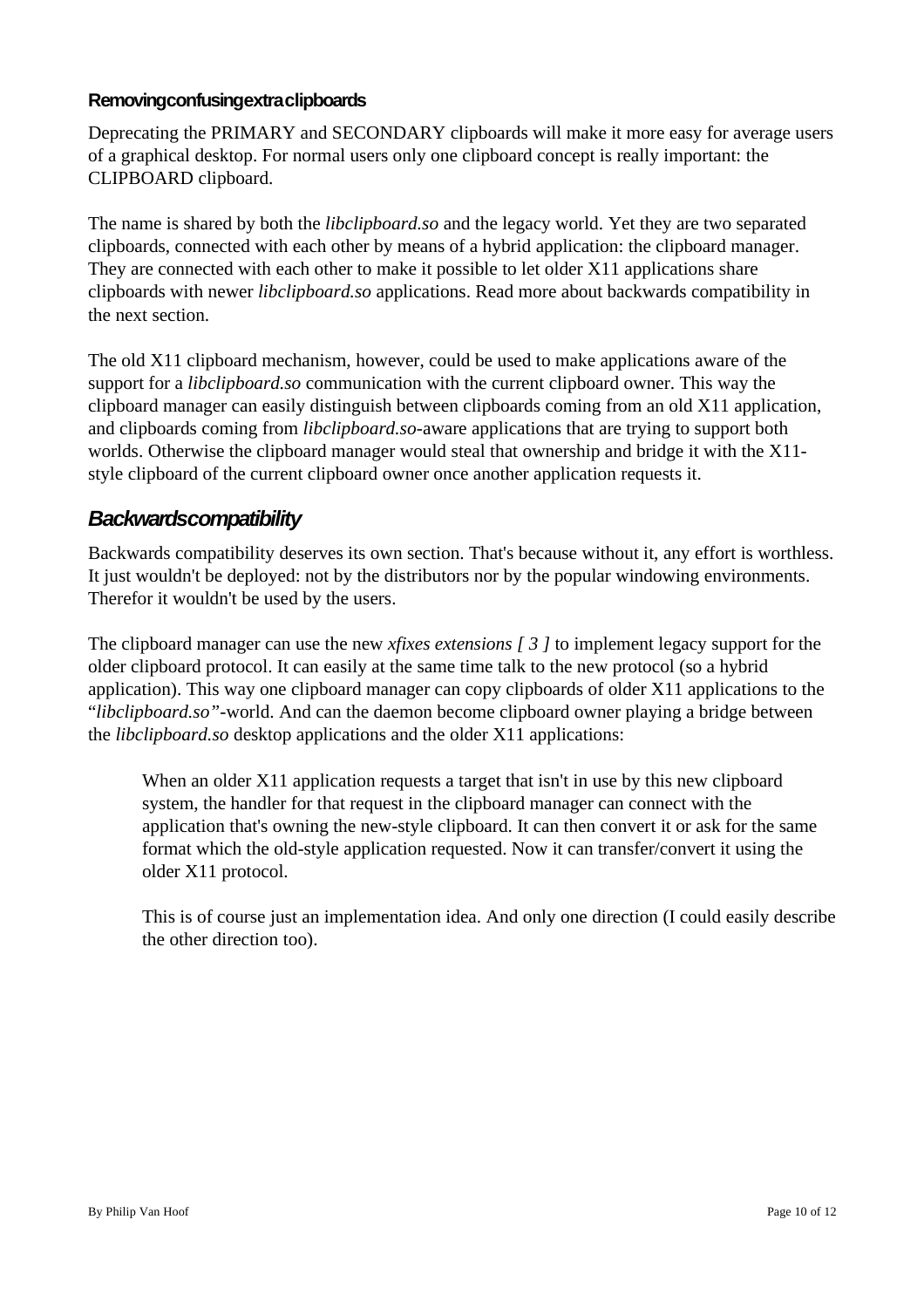### Removing confusing extra clipboards

Deprecating the PRIMARY and SECONDARY clipboards will make it more easy for average users of a graphical desktop. For normal users only one clipboard concept is really important: the CLIPBOARD clipboard.

The name is shared by both the *libclipboard.so* and the legacy world. Yet they are two separated clipboards, connected with each other by means of a hybrid application: the clipboard manager. They are connected with each other to make it possible to let older X11 applications share clipboards with newer *libclipboard.so* applications. Read more about backwards compatibility in the next section.

The old X11 clipboard mechanism, however, could be used to make applications aware of the support for a *libclipboard.so* communication with the current clipboard owner. This way the clipboard manager can easily distinguish between clipboards coming from an old X11 application, and clipboards coming from *libclipboard.so*-aware applications that are trying to support both worlds. Otherwise the clipboard manager would steal that ownership and bridge it with the X11-style clipboard of the current clipboard owner once another application requests it.

## *Backwards compatibility*

Backwards compatibility deserves its own section. That's because without it, any effort is worthless. It just wouldn't be deployed: not by the distributors nor by the popular windowing environments. Therefor it wouldn't be used by the users.

The clipboard manager can use the new *xfixes extensions [ 3 ]* to implement legacy support for the older clipboard protocol. It can easily at the same time talk to the new protocol (so a hybrid application). This way one clipboard manager can copy clipboards of older X11 applications to the "*libclipboard.so"*-world. And can the daemon become clipboard owner playing a bridge between the *libclipboard.so* desktop applications and the older X11 applications:

> When an older X11 application requests a target that isn't in use by this new clipboard system, the handler for that request in the clipboard manager can connect with the application that's owning the new-style clipboard. It can then convert it or ask for the same format which the old-style application requested. Now it can transfer/convert it using the older X11 protocol.
>
> This is of course just an implementation idea. And only one direction (I could easily describe the other direction too).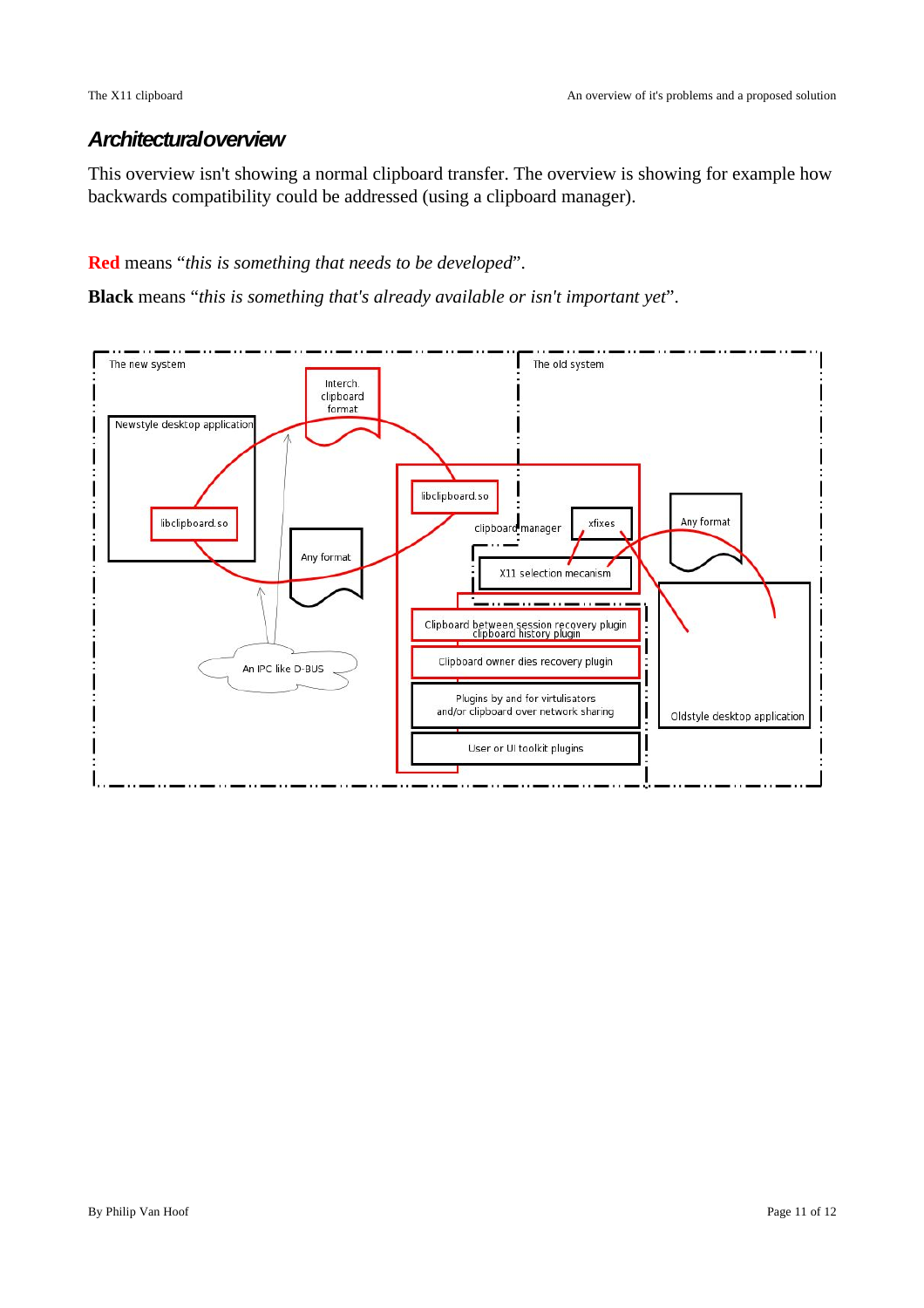## Architectural overview

This overview isn't showing a normal clipboard transfer. The overview is showing for example how backwards compatibility could be addressed (using a clipboard manager).

**Red** means “*this is something that needs to be developed*”.

**Black** means “*this is something that's already available or isn't important yet*”.

The new system

The old system

Interch. clipboard format

Newstyle desktop application

libclipboard.so

libclipboard.so

clipboard manager

xfixes

Any format

Any format

X11 selection mecanism

Clipboard between session recovery plugin
clipboard history plugin

Clipboard owner dies recovery plugin

Plugins by and for virtulisators
and/or clipboard over network sharing

User or UI toolkit plugins

An IPC like D-BUS

Oldstyle desktop application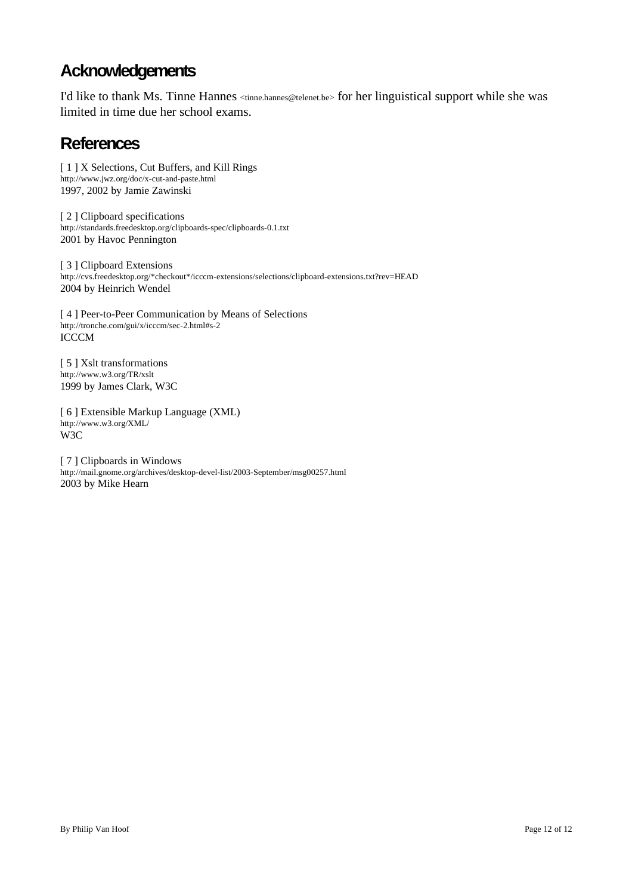## Acknowledgements

I'd like to thank Ms. Tinne Hannes <tinne.hannes@telenet.be> for her linguistical support while she was limited in time due her school exams.

## References

[ 1 ] X Selections, Cut Buffers, and Kill Rings
http://www.jwz.org/doc/x-cut-and-paste.html
1997, 2002 by Jamie Zawinski

[ 2 ] Clipboard specifications
http://standards.freedesktop.org/clipboards-spec/clipboards-0.1.txt
2001 by Havoc Pennington

[ 3 ] Clipboard Extensions
http://cvs.freedesktop.org/*checkout*/icccm-extensions/selections/clipboard-extensions.txt?rev=HEAD
2004 by Heinrich Wendel

[ 4 ] Peer-to-Peer Communication by Means of Selections
http://tronche.com/gui/x/icccm/sec-2.html#s-2
ICCCM

[ 5 ] Xslt transformations
http://www.w3.org/TR/xslt
1999 by James Clark, W3C

[ 6 ] Extensible Markup Language (XML)
http://www.w3.org/XML/
W3C

[ 7 ] Clipboards in Windows
http://mail.gnome.org/archives/desktop-devel-list/2003-September/msg00257.html
2003 by Mike Hearn